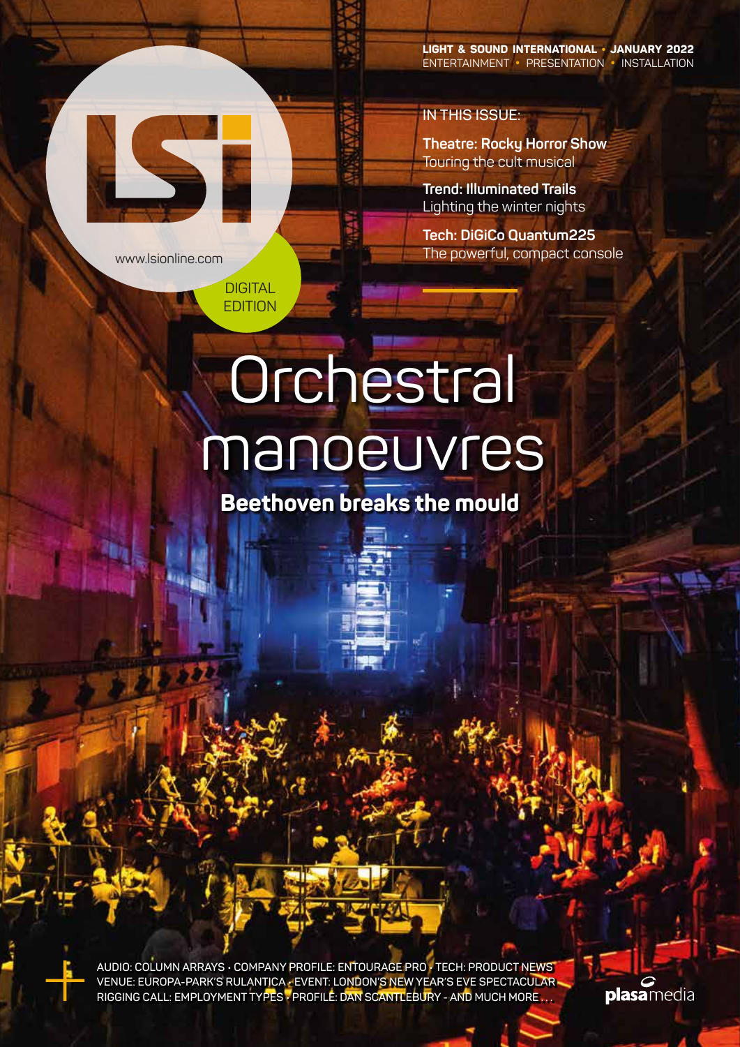# LSi

www.lsionline.com

DIGITAL EDITION

**LIGHT & SOUND INTERNATIONAL • JANUARY 2022**
ENTERTAINMENT • PRESENTATION • INSTALLATION

IN THIS ISSUE:

**Theatre: Rocky Horror Show**
Touring the cult musical

**Trend: Illuminated Trails**
Lighting the winter nights

**Tech: DiGiCo Quantum225**
The powerful, compact console

# Orchestral manoeuvres

## Beethoven breaks the mould

AUDIO: COLUMN ARRAYS • COMPANY PROFILE: ENTOURAGE PRO • TECH: PRODUCT NEWS
VENUE: EUROPA-PARK'S RULANTICA • EVENT: LONDON'S NEW YEAR'S EVE SPECTACULAR
RIGGING CALL: EMPLOYMENT TYPES • PROFILE: DAN SCANTLEBURY - AND MUCH MORE . . .

plasamedia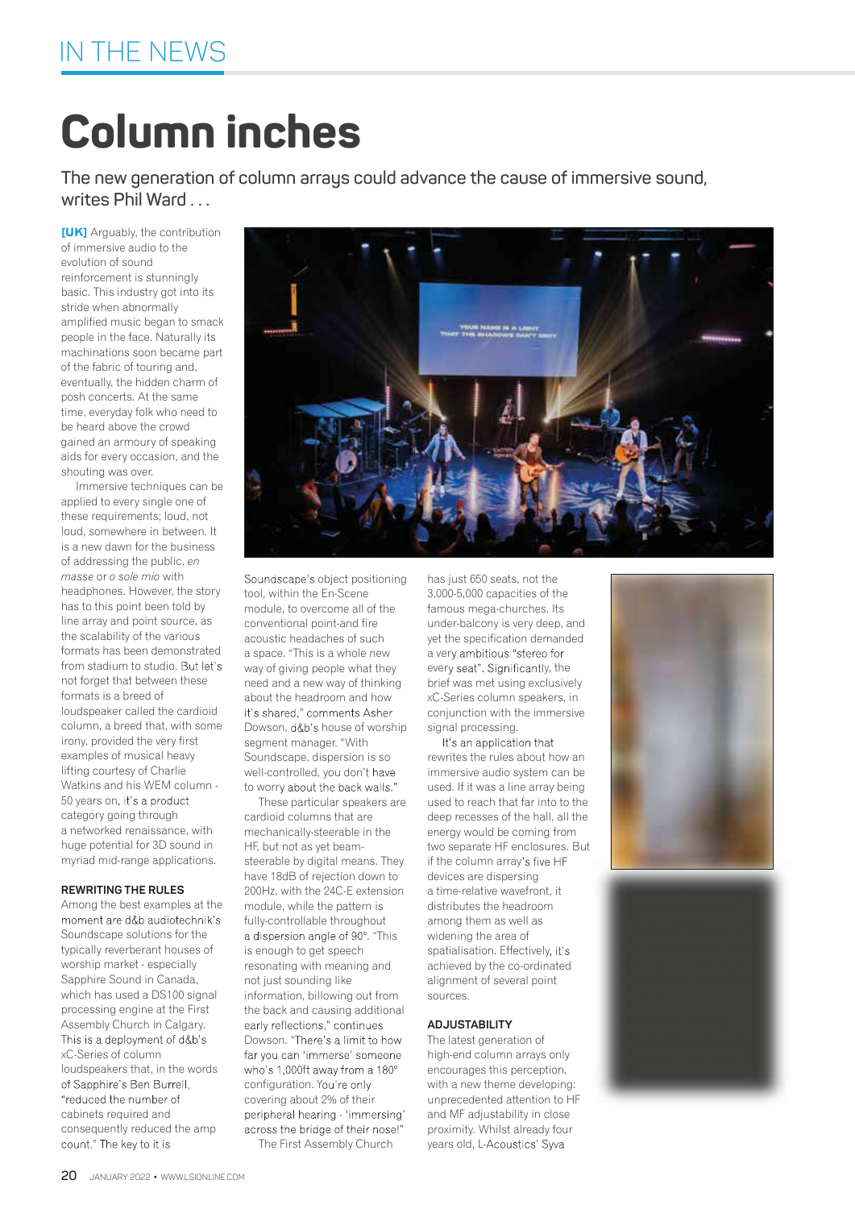# Column inches

## The new generation of column arrays could advance the cause of immersive sound, writes Phil Ward . . .

**[UK]** Arguably, the contribution of immersive audio to the evolution of sound reinforcement is stunningly basic. This industry got into its stride when abnormally amplified music began to smack people in the face. Naturally its machinations soon became part of the fabric of touring and, eventually, the hidden charm of posh concerts. At the same time, everyday folk who need to be heard above the crowd gained an armoury of speaking aids for every occasion, and the shouting was over.

Immersive techniques can be applied to every single one of these requirements; loud, not loud, somewhere in between. It is a new dawn for the business of addressing the public, *en masse* or *o sole mio* with headphones. However, the story has to this point been told by line array and point source, as the scalability of the various formats has been demonstrated from stadium to studio. But let's not forget that between these formats is a breed of loudspeaker called the cardioid column, a breed that, with some irony, provided the very first examples of musical heavy lifting courtesy of Charlie Watkins and his WEM column - 50 years on, it's a product category going through a networked renaissance, with huge potential for 3D sound in myriad mid-range applications.

### REWRITING THE RULES

Among the best examples at the moment are d&b audiotechnik's Soundscape solutions for the typically reverberant houses of worship market - especially Sapphire Sound in Canada, which has used a DS100 signal processing engine at the First Assembly Church in Calgary. This is a deployment of d&b's xC-Series of column loudspeakers that, in the words of Sapphire's Ben Burrell, "reduced the number of cabinets required and consequently reduced the amp count." The key to it is Soundscape's object positioning tool, within the En-Scene module, to overcome all of the conventional point-and fire acoustic headaches of such a space. "This is a whole new way of giving people what they need and a new way of thinking about the headroom and how it's shared," comments Asher Dowson, d&b's house of worship segment manager. "With Soundscape, dispersion is so well-controlled, you don't have to worry about the back walls."

These particular speakers are cardioid columns that are mechanically-steerable in the HF, but not as yet beam-steerable by digital means. They have 18dB of rejection down to 200Hz, with the 24C-E extension module, while the pattern is fully-controllable throughout a dispersion angle of 90°. "This is enough to get speech resonating with meaning and not just sounding like information, billowing out from the back and causing additional early reflections," continues Dowson. "There's a limit to how far you can 'immerse' someone who's 1,000ft away from a 180° configuration. You're only covering about 2% of their peripheral hearing - 'immersing' across the bridge of their nose!"

The First Assembly Church has just 650 seats, not the 3,000-5,000 capacities of the famous mega-churches. Its under-balcony is very deep, and yet the specification demanded a very ambitious "stereo for every seat". Significantly, the brief was met using exclusively xC-Series column speakers, in conjunction with the immersive signal processing.

It's an application that rewrites the rules about how an immersive audio system can be used. If it was a line array being used to reach that far into to the deep recesses of the hall, all the energy would be coming from two separate HF enclosures. But if the column array's five HF devices are dispersing a time-relative wavefront, it distributes the headroom among them as well as widening the area of spatialisation. Effectively, it's achieved by the co-ordinated alignment of several point sources.

### ADJUSTABILITY

The latest generation of high-end column arrays only encourages this perception, with a new theme developing: unprecedented attention to HF and MF adjustability in close proximity. Whilst already four years old, L-Acoustics' Syva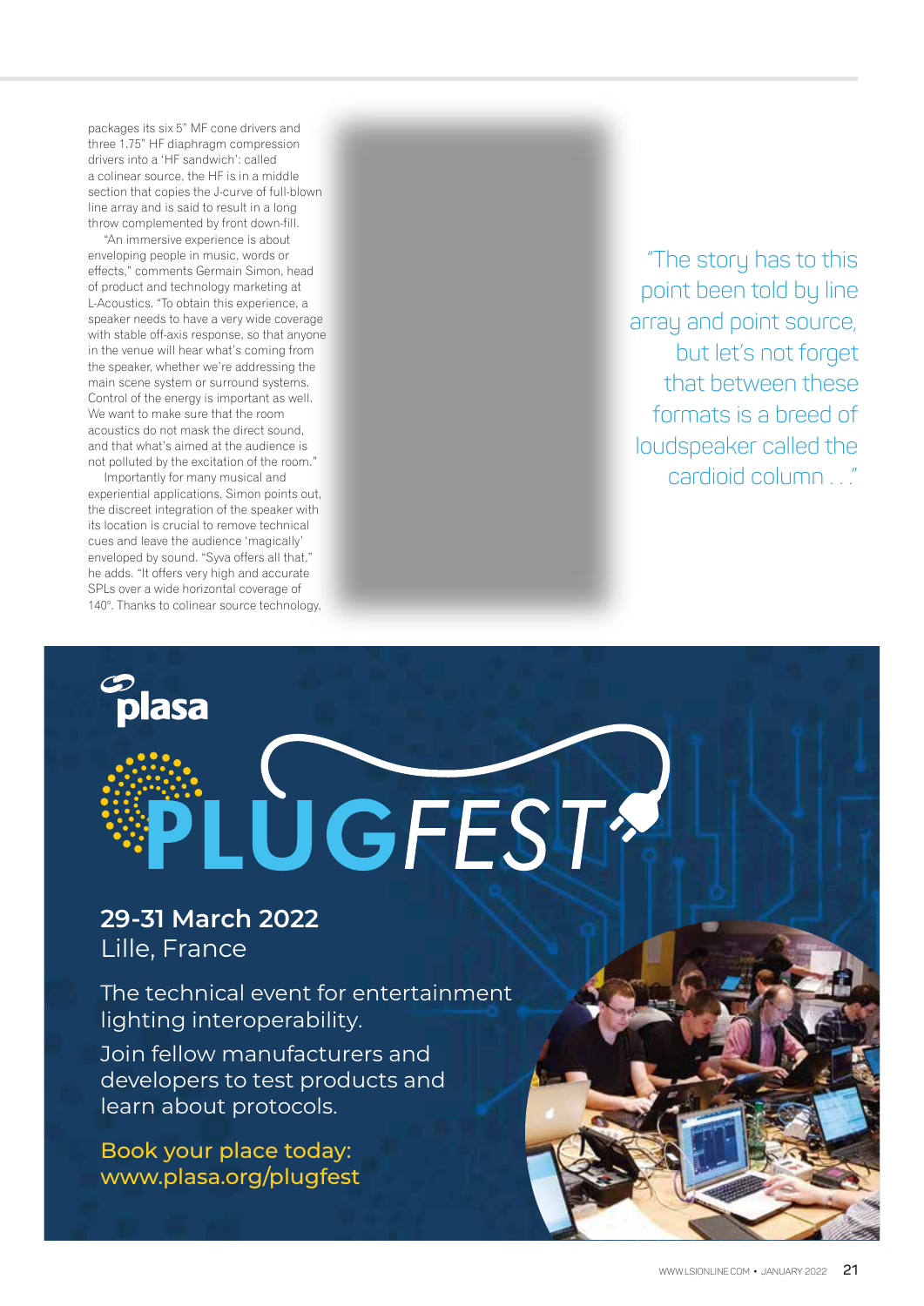packages its six 5" MF cone drivers and three 1.75" HF diaphragm compression drivers into a 'HF sandwich': called a colinear source, the HF is in a middle section that copies the J-curve of full-blown line array and is said to result in a long throw complemented by front down-fill.

"An immersive experience is about enveloping people in music, words or effects," comments Germain Simon, head of product and technology marketing at L-Acoustics. "To obtain this experience, a speaker needs to have a very wide coverage with stable off-axis response, so that anyone in the venue will hear what's coming from the speaker, whether we're addressing the main scene system or surround systems. Control of the energy is important as well. We want to make sure that the room acoustics do not mask the direct sound, and that what's aimed at the audience is not polluted by the excitation of the room."

Importantly for many musical and experiential applications, Simon points out, the discreet integration of the speaker with its location is crucial to remove technical cues and leave the audience 'magically' enveloped by sound. "Syva offers all that," he adds. "It offers very high and accurate SPLs over a wide horizontal coverage of 140°. Thanks to colinear source technology,

> "The story has to this point been told by line array and point source, but let's not forget that between these formats is a breed of loudspeaker called the cardioid column . . ."

plasa

# PLUGFEST

**29-31 March 2022**
Lille, France

The technical event for entertainment lighting interoperability.

Join fellow manufacturers and developers to test products and learn about protocols.

Book your place today:
www.plasa.org/plugfest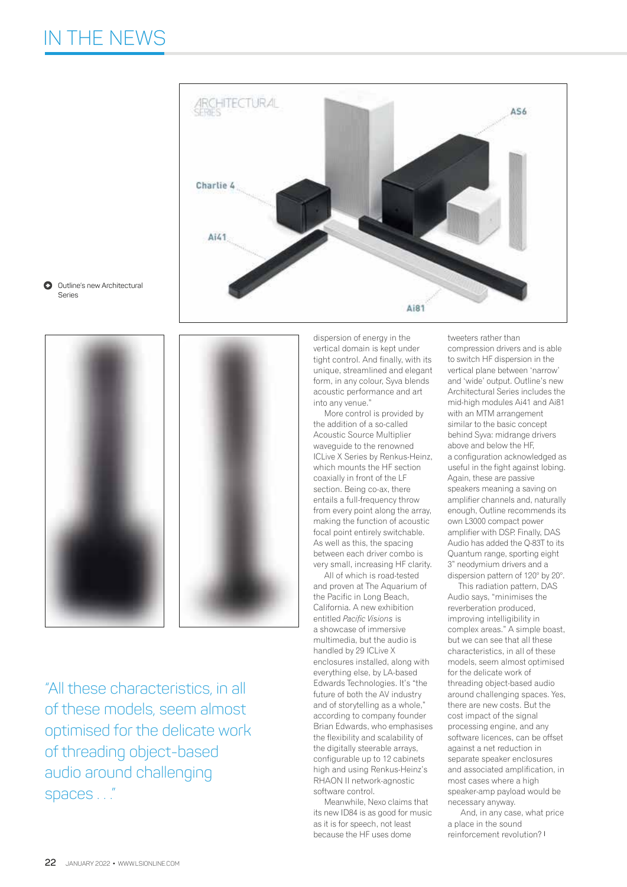# IN THE NEWS

Outline's new Architectural Series

dispersion of energy in the vertical domain is kept under tight control. And finally, with its unique, streamlined and elegant form, in any colour, Syva blends acoustic performance and art into any venue."

More control is provided by the addition of a so-called Acoustic Source Multiplier waveguide to the renowned ICLive X Series by Renkus-Heinz, which mounts the HF section coaxially in front of the LF section. Being co-ax, there entails a full-frequency throw from every point along the array, making the function of acoustic focal point entirely switchable. As well as this, the spacing between each driver combo is very small, increasing HF clarity.

All of which is road-tested and proven at The Aquarium of the Pacific in Long Beach, California. A new exhibition entitled *Pacific Visions* is a showcase of immersive multimedia, but the audio is handled by 29 ICLive X enclosures installed, along with everything else, by LA-based Edwards Technologies. It's "the future of both the AV industry and of storytelling as a whole," according to company founder Brian Edwards, who emphasises the flexibility and scalability of the digitally steerable arrays, configurable up to 12 cabinets high and using Renkus-Heinz's RHAON II network-agnostic software control.

Meanwhile, Nexo claims that its new ID84 is as good for music as it is for speech, not least because the HF uses dome tweeters rather than compression drivers and is able to switch HF dispersion in the vertical plane between 'narrow' and 'wide' output. Outline's new Architectural Series includes the mid-high modules Ai41 and Ai81 with an MTM arrangement similar to the basic concept behind Syva: midrange drivers above and below the HF, a configuration acknowledged as useful in the fight against lobing. Again, these are passive speakers meaning a saving on amplifier channels and, naturally enough, Outline recommends its own L3000 compact power amplifier with DSP. Finally, DAS Audio has added the Q-83T to its Quantum range, sporting eight 3" neodymium drivers and a dispersion pattern of 120° by 20°.

This radiation pattern, DAS Audio says, "minimises the reverberation produced, improving intelligibility in complex areas." A simple boast, but we can see that all these characteristics, in all of these models, seem almost optimised for the delicate work of threading object-based audio around challenging spaces. Yes, there are new costs. But the cost impact of the signal processing engine, and any software licences, can be offset against a net reduction in separate speaker enclosures and associated amplification, in most cases where a high speaker-amp payload would be necessary anyway.

And, in any case, what price a place in the sound reinforcement revolution?

> "All these characteristics, in all of these models, seem almost optimised for the delicate work of threading object-based audio around challenging spaces . . ."